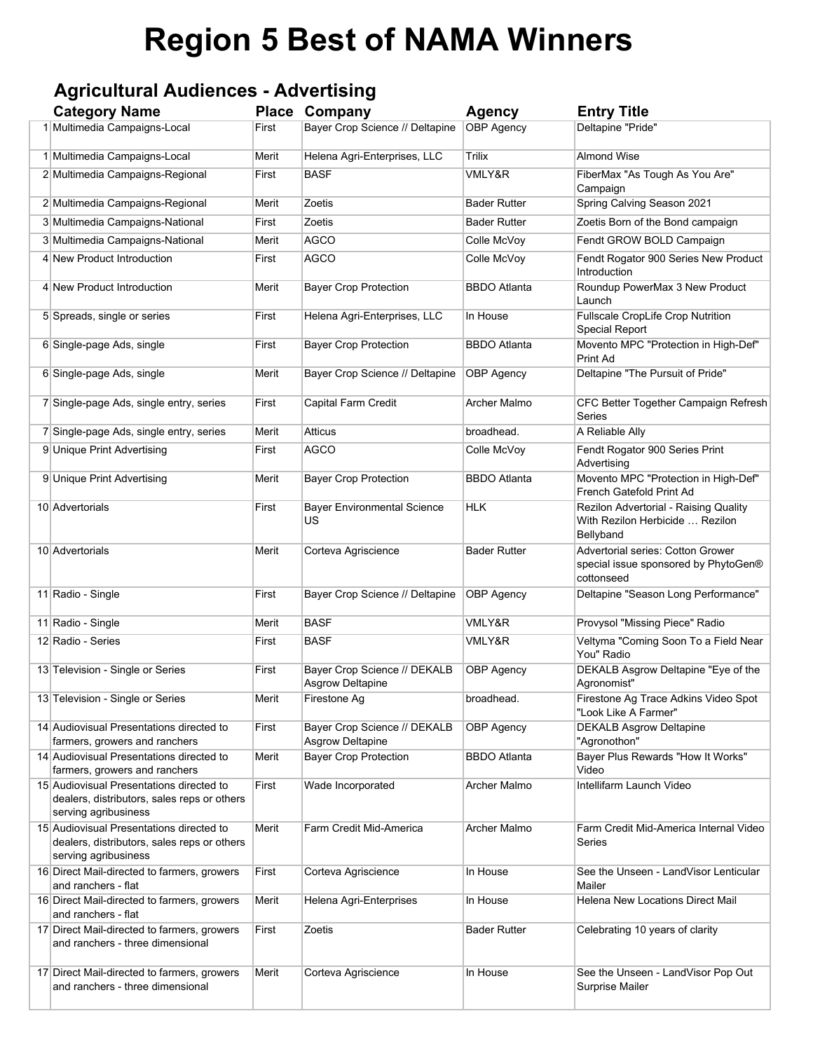# Region 5 Best of NAMA Winners

## Agricultural Audiences - Advertising

| | Category Name | Place | Company | Agency | Entry Title |
|---|---|---|---|---|---|
| 1 | Multimedia Campaigns-Local | First | Bayer Crop Science // Deltapine | OBP Agency | Deltapine "Pride" |
| 1 | Multimedia Campaigns-Local | Merit | Helena Agri-Enterprises, LLC | Trilix | Almond Wise |
| 2 | Multimedia Campaigns-Regional | First | BASF | VMLY&R | FiberMax "As Tough As You Are" Campaign |
| 2 | Multimedia Campaigns-Regional | Merit | Zoetis | Bader Rutter | Spring Calving Season 2021 |
| 3 | Multimedia Campaigns-National | First | Zoetis | Bader Rutter | Zoetis Born of the Bond campaign |
| 3 | Multimedia Campaigns-National | Merit | AGCO | Colle McVoy | Fendt GROW BOLD Campaign |
| 4 | New Product Introduction | First | AGCO | Colle McVoy | Fendt Rogator 900 Series New Product Introduction |
| 4 | New Product Introduction | Merit | Bayer Crop Protection | BBDO Atlanta | Roundup PowerMax 3 New Product Launch |
| 5 | Spreads, single or series | First | Helena Agri-Enterprises, LLC | In House | Fullscale CropLife Crop Nutrition Special Report |
| 6 | Single-page Ads, single | First | Bayer Crop Protection | BBDO Atlanta | Movento MPC "Protection in High-Def" Print Ad |
| 6 | Single-page Ads, single | Merit | Bayer Crop Science // Deltapine | OBP Agency | Deltapine "The Pursuit of Pride" |
| 7 | Single-page Ads, single entry, series | First | Capital Farm Credit | Archer Malmo | CFC Better Together Campaign Refresh Series |
| 7 | Single-page Ads, single entry, series | Merit | Atticus | broadhead. | A Reliable Ally |
| 9 | Unique Print Advertising | First | AGCO | Colle McVoy | Fendt Rogator 900 Series Print Advertising |
| 9 | Unique Print Advertising | Merit | Bayer Crop Protection | BBDO Atlanta | Movento MPC "Protection in High-Def" French Gatefold Print Ad |
| 10 | Advertorials | First | Bayer Environmental Science US | HLK | Rezilon Advertorial - Raising Quality With Rezilon Herbicide … Rezilon Bellyband |
| 10 | Advertorials | Merit | Corteva Agriscience | Bader Rutter | Advertorial series: Cotton Grower special issue sponsored by PhytoGen® cottonseed |
| 11 | Radio - Single | First | Bayer Crop Science // Deltapine | OBP Agency | Deltapine "Season Long Performance" |
| 11 | Radio - Single | Merit | BASF | VMLY&R | Provysol "Missing Piece" Radio |
| 12 | Radio - Series | First | BASF | VMLY&R | Veltyma "Coming Soon To a Field Near You" Radio |
| 13 | Television - Single or Series | First | Bayer Crop Science // DEKALB Asgrow Deltapine | OBP Agency | DEKALB Asgrow Deltapine "Eye of the Agronomist" |
| 13 | Television - Single or Series | Merit | Firestone Ag | broadhead. | Firestone Ag Trace Adkins Video Spot "Look Like A Farmer" |
| 14 | Audiovisual Presentations directed to farmers, growers and ranchers | First | Bayer Crop Science // DEKALB Asgrow Deltapine | OBP Agency | DEKALB Asgrow Deltapine "Agronothon" |
| 14 | Audiovisual Presentations directed to farmers, growers and ranchers | Merit | Bayer Crop Protection | BBDO Atlanta | Bayer Plus Rewards "How It Works" Video |
| 15 | Audiovisual Presentations directed to dealers, distributors, sales reps or others serving agribusiness | First | Wade Incorporated | Archer Malmo | Intellifarm Launch Video |
| 15 | Audiovisual Presentations directed to dealers, distributors, sales reps or others serving agribusiness | Merit | Farm Credit Mid-America | Archer Malmo | Farm Credit Mid-America Internal Video Series |
| 16 | Direct Mail-directed to farmers, growers and ranchers - flat | First | Corteva Agriscience | In House | See the Unseen - LandVisor Lenticular Mailer |
| 16 | Direct Mail-directed to farmers, growers and ranchers - flat | Merit | Helena Agri-Enterprises | In House | Helena New Locations Direct Mail |
| 17 | Direct Mail-directed to farmers, growers and ranchers - three dimensional | First | Zoetis | Bader Rutter | Celebrating 10 years of clarity |
| 17 | Direct Mail-directed to farmers, growers and ranchers - three dimensional | Merit | Corteva Agriscience | In House | See the Unseen - LandVisor Pop Out Surprise Mailer |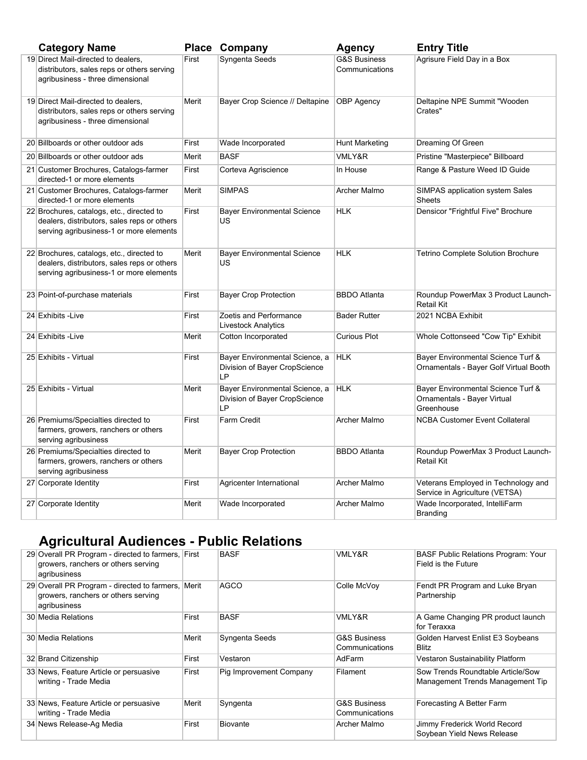| | Category Name | Place | Company | Agency | Entry Title |
|---|---|---|---|---|---|
| 19 | Direct Mail-directed to dealers, distributors, sales reps or others serving agribusiness - three dimensional | First | Syngenta Seeds | G&S Business Communications | Agrisure Field Day in a Box |
| 19 | Direct Mail-directed to dealers, distributors, sales reps or others serving agribusiness - three dimensional | Merit | Bayer Crop Science // Deltapine | OBP Agency | Deltapine NPE Summit "Wooden Crates" |
| 20 | Billboards or other outdoor ads | First | Wade Incorporated | Hunt Marketing | Dreaming Of Green |
| 20 | Billboards or other outdoor ads | Merit | BASF | VMLY&R | Pristine "Masterpiece" Billboard |
| 21 | Customer Brochures, Catalogs-farmer directed-1 or more elements | First | Corteva Agriscience | In House | Range & Pasture Weed ID Guide |
| 21 | Customer Brochures, Catalogs-farmer directed-1 or more elements | Merit | SIMPAS | Archer Malmo | SIMPAS application system Sales Sheets |
| 22 | Brochures, catalogs, etc., directed to dealers, distributors, sales reps or others serving agribusiness-1 or more elements | First | Bayer Environmental Science US | HLK | Densicor "Frightful Five" Brochure |
| 22 | Brochures, catalogs, etc., directed to dealers, distributors, sales reps or others serving agribusiness-1 or more elements | Merit | Bayer Environmental Science US | HLK | Tetrino Complete Solution Brochure |
| 23 | Point-of-purchase materials | First | Bayer Crop Protection | BBDO Atlanta | Roundup PowerMax 3 Product Launch-Retail Kit |
| 24 | Exhibits -Live | First | Zoetis and Performance Livestock Analytics | Bader Rutter | 2021 NCBA Exhibit |
| 24 | Exhibits -Live | Merit | Cotton Incorporated | Curious Plot | Whole Cottonseed "Cow Tip" Exhibit |
| 25 | Exhibits - Virtual | First | Bayer Environmental Science, a Division of Bayer CropScience LP | HLK | Bayer Environmental Science Turf & Ornamentals - Bayer Golf Virtual Booth |
| 25 | Exhibits - Virtual | Merit | Bayer Environmental Science, a Division of Bayer CropScience LP | HLK | Bayer Environmental Science Turf & Ornamentals - Bayer Virtual Greenhouse |
| 26 | Premiums/Specialties directed to farmers, growers, ranchers or others serving agribusiness | First | Farm Credit | Archer Malmo | NCBA Customer Event Collateral |
| 26 | Premiums/Specialties directed to farmers, growers, ranchers or others serving agribusiness | Merit | Bayer Crop Protection | BBDO Atlanta | Roundup PowerMax 3 Product Launch-Retail Kit |
| 27 | Corporate Identity | First | Agricenter International | Archer Malmo | Veterans Employed in Technology and Service in Agriculture (VETSA) |
| 27 | Corporate Identity | Merit | Wade Incorporated | Archer Malmo | Wade Incorporated, IntelliFarm Branding |

## Agricultural Audiences - Public Relations

| | Category Name | Place | Company | Agency | Entry Title |
|---|---|---|---|---|---|
| 29 | Overall PR Program - directed to farmers, growers, ranchers or others serving agribusiness | First | BASF | VMLY&R | BASF Public Relations Program: Your Field is the Future |
| 29 | Overall PR Program - directed to farmers, growers, ranchers or others serving agribusiness | Merit | AGCO | Colle McVoy | Fendt PR Program and Luke Bryan Partnership |
| 30 | Media Relations | First | BASF | VMLY&R | A Game Changing PR product launch for Teraxxa |
| 30 | Media Relations | Merit | Syngenta Seeds | G&S Business Communications | Golden Harvest Enlist E3 Soybeans Blitz |
| 32 | Brand Citizenship | First | Vestaron | AdFarm | Vestaron Sustainability Platform |
| 33 | News, Feature Article or persuasive writing - Trade Media | First | Pig Improvement Company | Filament | Sow Trends Roundtable Article/Sow Management Trends Management Tip |
| 33 | News, Feature Article or persuasive writing - Trade Media | Merit | Syngenta | G&S Business Communications | Forecasting A Better Farm |
| 34 | News Release-Ag Media | First | Biovante | Archer Malmo | Jimmy Frederick World Record Soybean Yield News Release |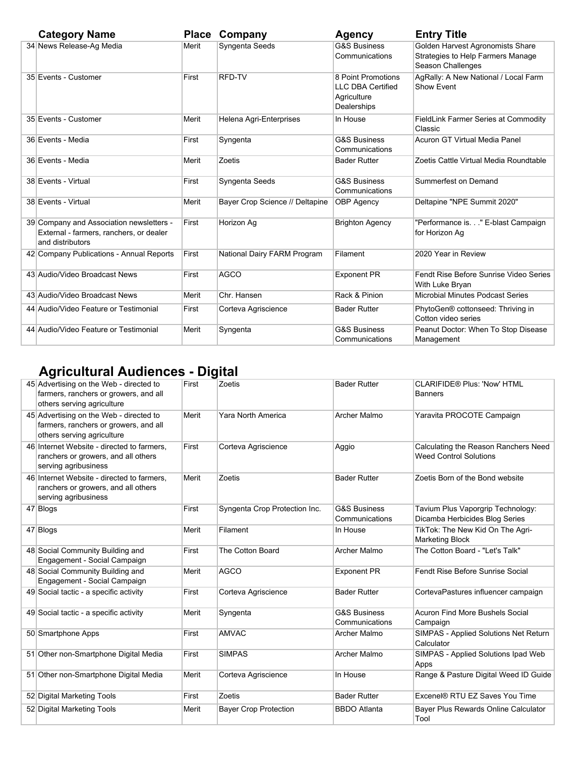| | Category Name | Place | Company | Agency | Entry Title |
|---|---|---|---|---|---|
| 34 | News Release-Ag Media | Merit | Syngenta Seeds | G&S Business Communications | Golden Harvest Agronomists Share Strategies to Help Farmers Manage Season Challenges |
| 35 | Events - Customer | First | RFD-TV | 8 Point Promotions LLC DBA Certified Agriculture Dealerships | AgRally: A New National / Local Farm Show Event |
| 35 | Events - Customer | Merit | Helena Agri-Enterprises | In House | FieldLink Farmer Series at Commodity Classic |
| 36 | Events - Media | First | Syngenta | G&S Business Communications | Acuron GT Virtual Media Panel |
| 36 | Events - Media | Merit | Zoetis | Bader Rutter | Zoetis Cattle Virtual Media Roundtable |
| 38 | Events - Virtual | First | Syngenta Seeds | G&S Business Communications | Summerfest on Demand |
| 38 | Events - Virtual | Merit | Bayer Crop Science // Deltapine | OBP Agency | Deltapine "NPE Summit 2020" |
| 39 | Company and Association newsletters - External - farmers, ranchers, or dealer and distributors | First | Horizon Ag | Brighton Agency | "Performance is. . ." E-blast Campaign for Horizon Ag |
| 42 | Company Publications - Annual Reports | First | National Dairy FARM Program | Filament | 2020 Year in Review |
| 43 | Audio/Video Broadcast News | First | AGCO | Exponent PR | Fendt Rise Before Sunrise Video Series With Luke Bryan |
| 43 | Audio/Video Broadcast News | Merit | Chr. Hansen | Rack & Pinion | Microbial Minutes Podcast Series |
| 44 | Audio/Video Feature or Testimonial | First | Corteva Agriscience | Bader Rutter | PhytoGen® cottonseed: Thriving in Cotton video series |
| 44 | Audio/Video Feature or Testimonial | Merit | Syngenta | G&S Business Communications | Peanut Doctor: When To Stop Disease Management |

## Agricultural Audiences - Digital

| | Category Name | Place | Company | Agency | Entry Title |
|---|---|---|---|---|---|
| 45 | Advertising on the Web - directed to farmers, ranchers or growers, and all others serving agriculture | First | Zoetis | Bader Rutter | CLARIFIDE® Plus: 'Now' HTML Banners |
| 45 | Advertising on the Web - directed to farmers, ranchers or growers, and all others serving agriculture | Merit | Yara North America | Archer Malmo | Yaravita PROCOTE Campaign |
| 46 | Internet Website - directed to farmers, ranchers or growers, and all others serving agribusiness | First | Corteva Agriscience | Aggio | Calculating the Reason Ranchers Need Weed Control Solutions |
| 46 | Internet Website - directed to farmers, ranchers or growers, and all others serving agribusiness | Merit | Zoetis | Bader Rutter | Zoetis Born of the Bond website |
| 47 | Blogs | First | Syngenta Crop Protection Inc. | G&S Business Communications | Tavium Plus Vaporgrip Technology: Dicamba Herbicides Blog Series |
| 47 | Blogs | Merit | Filament | In House | TikTok: The New Kid On The Agri-Marketing Block |
| 48 | Social Community Building and Engagement - Social Campaign | First | The Cotton Board | Archer Malmo | The Cotton Board - "Let's Talk" |
| 48 | Social Community Building and Engagement - Social Campaign | Merit | AGCO | Exponent PR | Fendt Rise Before Sunrise Social |
| 49 | Social tactic - a specific activity | First | Corteva Agriscience | Bader Rutter | CortevaPastures influencer campaign |
| 49 | Social tactic - a specific activity | Merit | Syngenta | G&S Business Communications | Acuron Find More Bushels Social Campaign |
| 50 | Smartphone Apps | First | AMVAC | Archer Malmo | SIMPAS - Applied Solutions Net Return Calculator |
| 51 | Other non-Smartphone Digital Media | First | SIMPAS | Archer Malmo | SIMPAS - Applied Solutions Ipad Web Apps |
| 51 | Other non-Smartphone Digital Media | Merit | Corteva Agriscience | In House | Range & Pasture Digital Weed ID Guide |
| 52 | Digital Marketing Tools | First | Zoetis | Bader Rutter | Excenel® RTU EZ Saves You Time |
| 52 | Digital Marketing Tools | Merit | Bayer Crop Protection | BBDO Atlanta | Bayer Plus Rewards Online Calculator Tool |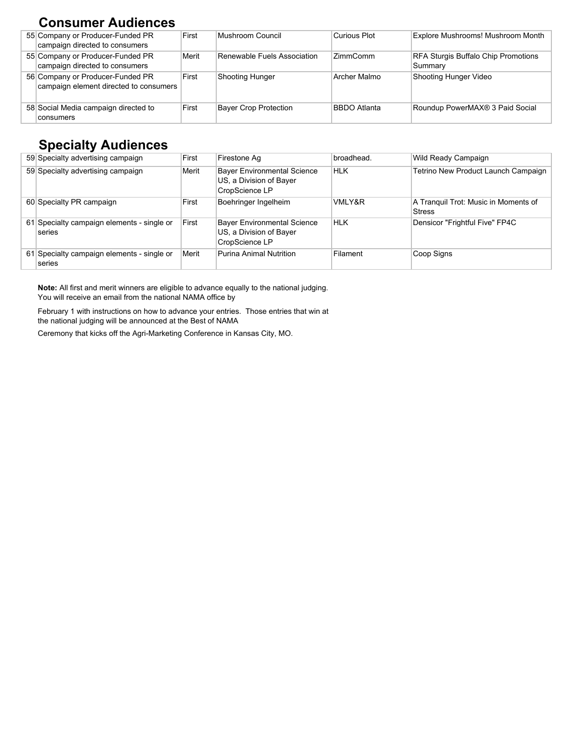## Consumer Audiences

| | | | | | |
|---|---|---|---|---|---|
| 55 | Company or Producer-Funded PR campaign directed to consumers | First | Mushroom Council | Curious Plot | Explore Mushrooms! Mushroom Month |
| 55 | Company or Producer-Funded PR campaign directed to consumers | Merit | Renewable Fuels Association | ZimmComm | RFA Sturgis Buffalo Chip Promotions Summary |
| 56 | Company or Producer-Funded PR campaign element directed to consumers | First | Shooting Hunger | Archer Malmo | Shooting Hunger Video |
| 58 | Social Media campaign directed to consumers | First | Bayer Crop Protection | BBDO Atlanta | Roundup PowerMAX® 3 Paid Social |

## Specialty Audiences

| | | | | | |
|---|---|---|---|---|---|
| 59 | Specialty advertising campaign | First | Firestone Ag | broadhead. | Wild Ready Campaign |
| 59 | Specialty advertising campaign | Merit | Bayer Environmental Science US, a Division of Bayer CropScience LP | HLK | Tetrino New Product Launch Campaign |
| 60 | Specialty PR campaign | First | Boehringer Ingelheim | VMLY&R | A Tranquil Trot: Music in Moments of Stress |
| 61 | Specialty campaign elements - single or series | First | Bayer Environmental Science US, a Division of Bayer CropScience LP | HLK | Densicor "Frightful Five" FP4C |
| 61 | Specialty campaign elements - single or series | Merit | Purina Animal Nutrition | Filament | Coop Signs |

**Note:** All first and merit winners are eligible to advance equally to the national judging. You will receive an email from the national NAMA office by

February 1 with instructions on how to advance your entries. Those entries that win at the national judging will be announced at the Best of NAMA

Ceremony that kicks off the Agri-Marketing Conference in Kansas City, MO.